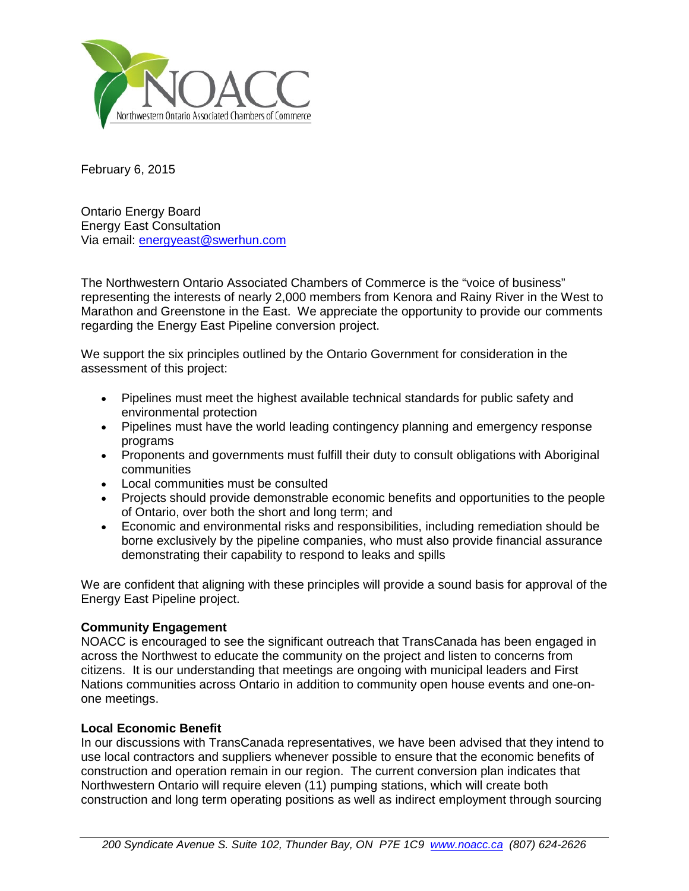NOACC

Northwestern Ontario Associated Chambers of Commerce

February 6, 2015

Ontario Energy Board
Energy East Consultation
Via email: energyeast@swerhun.com

The Northwestern Ontario Associated Chambers of Commerce is the "voice of business" representing the interests of nearly 2,000 members from Kenora and Rainy River in the West to Marathon and Greenstone in the East. We appreciate the opportunity to provide our comments regarding the Energy East Pipeline conversion project.

We support the six principles outlined by the Ontario Government for consideration in the assessment of this project:

- Pipelines must meet the highest available technical standards for public safety and environmental protection
- Pipelines must have the world leading contingency planning and emergency response programs
- Proponents and governments must fulfill their duty to consult obligations with Aboriginal communities
- Local communities must be consulted
- Projects should provide demonstrable economic benefits and opportunities to the people of Ontario, over both the short and long term; and
- Economic and environmental risks and responsibilities, including remediation should be borne exclusively by the pipeline companies, who must also provide financial assurance demonstrating their capability to respond to leaks and spills

We are confident that aligning with these principles will provide a sound basis for approval of the Energy East Pipeline project.

**Community Engagement**
NOACC is encouraged to see the significant outreach that TransCanada has been engaged in across the Northwest to educate the community on the project and listen to concerns from citizens. It is our understanding that meetings are ongoing with municipal leaders and First Nations communities across Ontario in addition to community open house events and one-on-one meetings.

**Local Economic Benefit**
In our discussions with TransCanada representatives, we have been advised that they intend to use local contractors and suppliers whenever possible to ensure that the economic benefits of construction and operation remain in our region. The current conversion plan indicates that Northwestern Ontario will require eleven (11) pumping stations, which will create both construction and long term operating positions as well as indirect employment through sourcing

*200 Syndicate Avenue S. Suite 102, Thunder Bay, ON P7E 1C9 www.noacc.ca (807) 624-2626*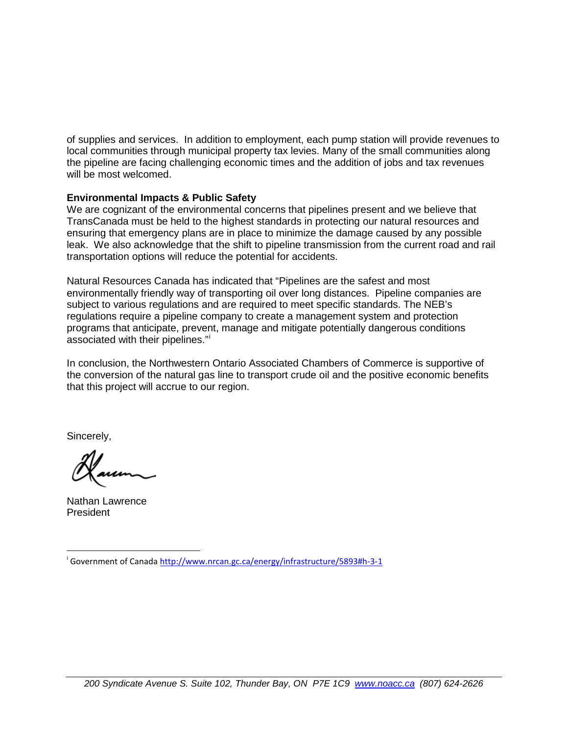of supplies and services. In addition to employment, each pump station will provide revenues to local communities through municipal property tax levies. Many of the small communities along the pipeline are facing challenging economic times and the addition of jobs and tax revenues will be most welcomed.

**Environmental Impacts & Public Safety**

We are cognizant of the environmental concerns that pipelines present and we believe that TransCanada must be held to the highest standards in protecting our natural resources and ensuring that emergency plans are in place to minimize the damage caused by any possible leak. We also acknowledge that the shift to pipeline transmission from the current road and rail transportation options will reduce the potential for accidents.

Natural Resources Canada has indicated that "Pipelines are the safest and most environmentally friendly way of transporting oil over long distances. Pipeline companies are subject to various regulations and are required to meet specific standards. The NEB's regulations require a pipeline company to create a management system and protection programs that anticipate, prevent, manage and mitigate potentially dangerous conditions associated with their pipelines."[i]

In conclusion, the Northwestern Ontario Associated Chambers of Commerce is supportive of the conversion of the natural gas line to transport crude oil and the positive economic benefits that this project will accrue to our region.

Sincerely,

Nathan Lawrence
President

---

[i] Government of Canada http://www.nrcan.gc.ca/energy/infrastructure/5893#h-3-1

*200 Syndicate Avenue S. Suite 102, Thunder Bay, ON P7E 1C9 www.noacc.ca (807) 624-2626*